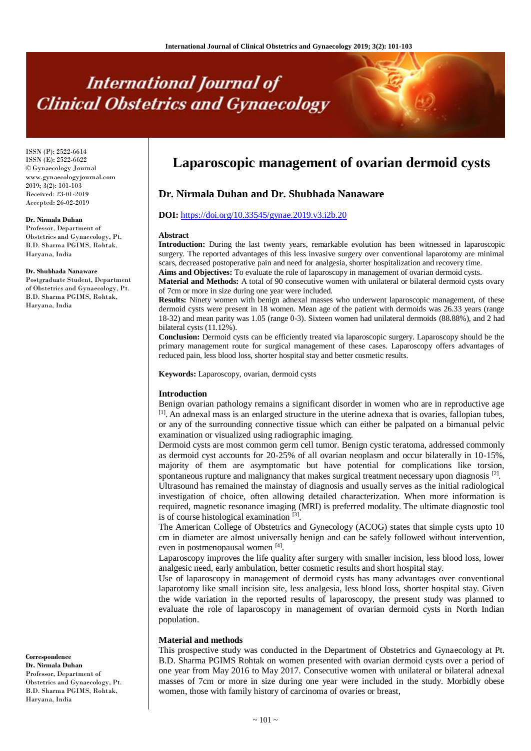# Laparoscopic management of ovarian dermoid cysts

ISSN (P): 2522-6614
ISSN (E): 2522-6622
© Gynaecology Journal
www.gynaecologyjournal.com
2019; 3(2): 101-103
Received: 23-01-2019
Accepted: 26-02-2019

**Dr. Nirmala Duhan**
Professor, Department of Obstetrics and Gynaecology, Pt. B.D. Sharma PGIMS, Rohtak, Haryana, India

**Dr. Shubhada Nanaware**
Postgraduate Student, Department of Obstetrics and Gynaecology, Pt. B.D. Sharma PGIMS, Rohtak, Haryana, India

**Correspondence**
**Dr. Nirmala Duhan**
Professor, Department of Obstetrics and Gynaecology, Pt. B.D. Sharma PGIMS, Rohtak, Haryana, India

## Dr. Nirmala Duhan and Dr. Shubhada Nanaware

**DOI:** https://doi.org/10.33545/gynae.2019.v3.i2b.20

### Abstract

**Introduction:** During the last twenty years, remarkable evolution has been witnessed in laparoscopic surgery. The reported advantages of this less invasive surgery over conventional laparotomy are minimal scars, decreased postoperative pain and need for analgesia, shorter hospitalization and recovery time.

**Aims and Objectives:** To evaluate the role of laparoscopy in management of ovarian dermoid cysts.

**Material and Methods:** A total of 90 consecutive women with unilateral or bilateral dermoid cysts ovary of 7cm or more in size during one year were included.

**Results:** Ninety women with benign adnexal masses who underwent laparoscopic management, of these dermoid cysts were present in 18 women. Mean age of the patient with dermoids was 26.33 years (range 18-32) and mean parity was 1.05 (range 0-3). Sixteen women had unilateral dermoids (88.88%), and 2 had bilateral cysts (11.12%).

**Conclusion:** Dermoid cysts can be efficiently treated via laparoscopic surgery. Laparoscopy should be the primary management route for surgical management of these cases. Laparoscopy offers advantages of reduced pain, less blood loss, shorter hospital stay and better cosmetic results.

**Keywords:** Laparoscopy, ovarian, dermoid cysts

### Introduction

Benign ovarian pathology remains a significant disorder in women who are in reproductive age [1]. An adnexal mass is an enlarged structure in the uterine adnexa that is ovaries, fallopian tubes, or any of the surrounding connective tissue which can either be palpated on a bimanual pelvic examination or visualized using radiographic imaging.

Dermoid cysts are most common germ cell tumor. Benign cystic teratoma, addressed commonly as dermoid cyst accounts for 20-25% of all ovarian neoplasm and occur bilaterally in 10-15%, majority of them are asymptomatic but have potential for complications like torsion, spontaneous rupture and malignancy that makes surgical treatment necessary upon diagnosis [2].

Ultrasound has remained the mainstay of diagnosis and usually serves as the initial radiological investigation of choice, often allowing detailed characterization. When more information is required, magnetic resonance imaging (MRI) is preferred modality. The ultimate diagnostic tool is of course histological examination [3].

The American College of Obstetrics and Gynecology (ACOG) states that simple cysts upto 10 cm in diameter are almost universally benign and can be safely followed without intervention, even in postmenopausal women [4].

Laparoscopy improves the life quality after surgery with smaller incision, less blood loss, lower analgesic need, early ambulation, better cosmetic results and short hospital stay.

Use of laparoscopy in management of dermoid cysts has many advantages over conventional laparotomy like small incision site, less analgesia, less blood loss, shorter hospital stay. Given the wide variation in the reported results of laparoscopy, the present study was planned to evaluate the role of laparoscopy in management of ovarian dermoid cysts in North Indian population.

### Material and methods

This prospective study was conducted in the Department of Obstetrics and Gynaecology at Pt. B.D. Sharma PGIMS Rohtak on women presented with ovarian dermoid cysts over a period of one year from May 2016 to May 2017. Consecutive women with unilateral or bilateral adnexal masses of 7cm or more in size during one year were included in the study. Morbidly obese women, those with family history of carcinoma of ovaries or breast,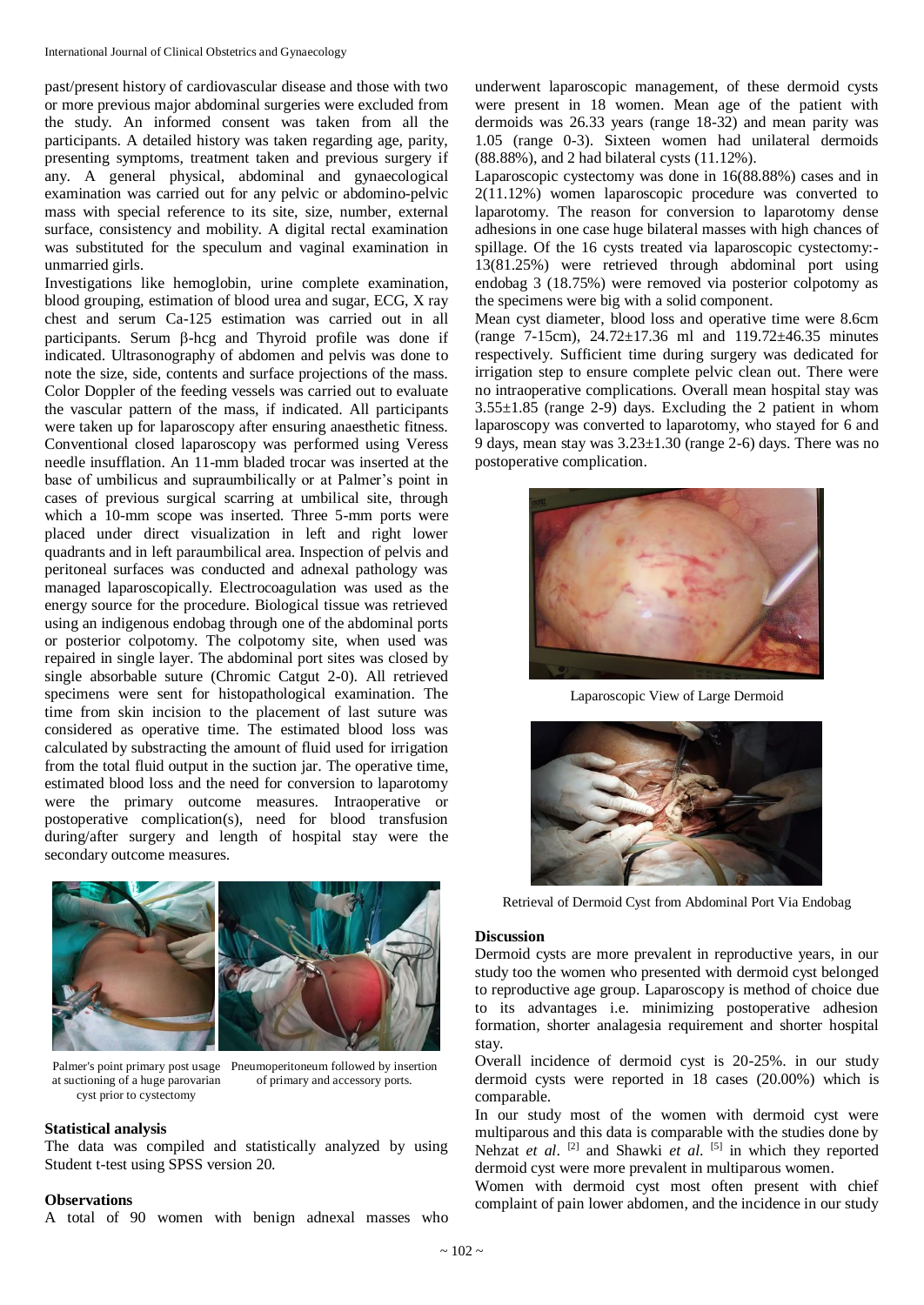past/present history of cardiovascular disease and those with two or more previous major abdominal surgeries were excluded from the study. An informed consent was taken from all the participants. A detailed history was taken regarding age, parity, presenting symptoms, treatment taken and previous surgery if any. A general physical, abdominal and gynaecological examination was carried out for any pelvic or abdomino-pelvic mass with special reference to its site, size, number, external surface, consistency and mobility. A digital rectal examination was substituted for the speculum and vaginal examination in unmarried girls.

Investigations like hemoglobin, urine complete examination, blood grouping, estimation of blood urea and sugar, ECG, X ray chest and serum Ca-125 estimation was carried out in all participants. Serum β-hcg and Thyroid profile was done if indicated. Ultrasonography of abdomen and pelvis was done to note the size, side, contents and surface projections of the mass. Color Doppler of the feeding vessels was carried out to evaluate the vascular pattern of the mass, if indicated. All participants were taken up for laparoscopy after ensuring anaesthetic fitness. Conventional closed laparoscopy was performed using Veress needle insufflation. An 11-mm bladed trocar was inserted at the base of umbilicus and supraumbilically or at Palmer's point in cases of previous surgical scarring at umbilical site, through which a 10-mm scope was inserted. Three 5-mm ports were placed under direct visualization in left and right lower quadrants and in left paraumbilical area. Inspection of pelvis and peritoneal surfaces was conducted and adnexal pathology was managed laparoscopically. Electrocoagulation was used as the energy source for the procedure. Biological tissue was retrieved using an indigenous endobag through one of the abdominal ports or posterior colpotomy. The colpotomy site, when used was repaired in single layer. The abdominal port sites was closed by single absorbable suture (Chromic Catgut 2-0). All retrieved specimens were sent for histopathological examination. The time from skin incision to the placement of last suture was considered as operative time. The estimated blood loss was calculated by substracting the amount of fluid used for irrigation from the total fluid output in the suction jar. The operative time, estimated blood loss and the need for conversion to laparotomy were the primary outcome measures. Intraoperative or postoperative complication(s), need for blood transfusion during/after surgery and length of hospital stay were the secondary outcome measures.

Palmer's point primary post usage at suctioning of a huge parovarian cyst prior to cystectomy

Pneumoperitoneum followed by insertion of primary and accessory ports.

### Statistical analysis

The data was compiled and statistically analyzed by using Student t-test using SPSS version 20.

### Observations

A total of 90 women with benign adnexal masses who underwent laparoscopic management, of these dermoid cysts were present in 18 women. Mean age of the patient with dermoids was 26.33 years (range 18-32) and mean parity was 1.05 (range 0-3). Sixteen women had unilateral dermoids (88.88%), and 2 had bilateral cysts (11.12%).

Laparoscopic cystectomy was done in 16(88.88%) cases and in 2(11.12%) women laparoscopic procedure was converted to laparotomy. The reason for conversion to laparotomy dense adhesions in one case huge bilateral masses with high chances of spillage. Of the 16 cysts treated via laparoscopic cystectomy:- 13(81.25%) were retrieved through abdominal port using endobag 3 (18.75%) were removed via posterior colpotomy as the specimens were big with a solid component.

Mean cyst diameter, blood loss and operative time were 8.6cm (range 7-15cm), 24.72±17.36 ml and 119.72±46.35 minutes respectively. Sufficient time during surgery was dedicated for irrigation step to ensure complete pelvic clean out. There were no intraoperative complications. Overall mean hospital stay was 3.55±1.85 (range 2-9) days. Excluding the 2 patient in whom laparoscopy was converted to laparotomy, who stayed for 6 and 9 days, mean stay was 3.23±1.30 (range 2-6) days. There was no postoperative complication.

Laparoscopic View of Large Dermoid

Retrieval of Dermoid Cyst from Abdominal Port Via Endobag

### Discussion

Dermoid cysts are more prevalent in reproductive years, in our study too the women who presented with dermoid cyst belonged to reproductive age group. Laparoscopy is method of choice due to its advantages i.e. minimizing postoperative adhesion formation, shorter analagesia requirement and shorter hospital stay.

Overall incidence of dermoid cyst is 20-25%. in our study dermoid cysts were reported in 18 cases (20.00%) which is comparable.

In our study most of the women with dermoid cyst were multiparous and this data is comparable with the studies done by Nehzat *et al*. [2] and Shawki *et al*. [5] in which they reported dermoid cyst were more prevalent in multiparous women.

Women with dermoid cyst most often present with chief complaint of pain lower abdomen, and the incidence in our study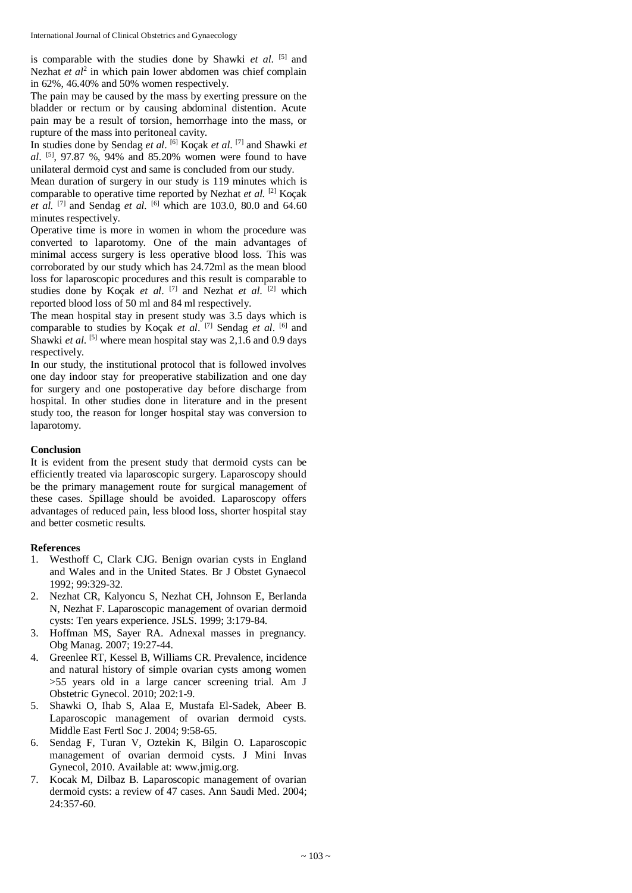is comparable with the studies done by Shawki *et al.* [5] and Nezhat *et al*[2] in which pain lower abdomen was chief complain in 62%, 46.40% and 50% women respectively.

The pain may be caused by the mass by exerting pressure on the bladder or rectum or by causing abdominal distention. Acute pain may be a result of torsion, hemorrhage into the mass, or rupture of the mass into peritoneal cavity.

In studies done by Sendag *et al*. [6] Koçak *et al*. [7] and Shawki *et al*. [5], 97.87 %, 94% and 85.20% women were found to have unilateral dermoid cyst and same is concluded from our study.

Mean duration of surgery in our study is 119 minutes which is comparable to operative time reported by Nezhat *et al.* [2] Koçak *et al.* [7] and Sendag *et al.* [6] which are 103.0, 80.0 and 64.60 minutes respectively.

Operative time is more in women in whom the procedure was converted to laparotomy. One of the main advantages of minimal access surgery is less operative blood loss. This was corroborated by our study which has 24.72ml as the mean blood loss for laparoscopic procedures and this result is comparable to studies done by Koçak *et al*. [7] and Nezhat *et al*. [2] which reported blood loss of 50 ml and 84 ml respectively.

The mean hospital stay in present study was 3.5 days which is comparable to studies by Koçak *et al*. [7] Sendag *et al*. [6] and Shawki *et al*. [5] where mean hospital stay was 2,1.6 and 0.9 days respectively.

In our study, the institutional protocol that is followed involves one day indoor stay for preoperative stabilization and one day for surgery and one postoperative day before discharge from hospital. In other studies done in literature and in the present study too, the reason for longer hospital stay was conversion to laparotomy.

**Conclusion**

It is evident from the present study that dermoid cysts can be efficiently treated via laparoscopic surgery. Laparoscopy should be the primary management route for surgical management of these cases. Spillage should be avoided. Laparoscopy offers advantages of reduced pain, less blood loss, shorter hospital stay and better cosmetic results.

**References**

1. Westhoff C, Clark CJG. Benign ovarian cysts in England and Wales and in the United States. Br J Obstet Gynaecol 1992; 99:329-32.
2. Nezhat CR, Kalyoncu S, Nezhat CH, Johnson E, Berlanda N, Nezhat F. Laparoscopic management of ovarian dermoid cysts: Ten years experience. JSLS. 1999; 3:179-84.
3. Hoffman MS, Sayer RA. Adnexal masses in pregnancy. Obg Manag. 2007; 19:27-44.
4. Greenlee RT, Kessel B, Williams CR. Prevalence, incidence and natural history of simple ovarian cysts among women >55 years old in a large cancer screening trial. Am J Obstetric Gynecol. 2010; 202:1-9.
5. Shawki O, Ihab S, Alaa E, Mustafa El-Sadek, Abeer B. Laparoscopic management of ovarian dermoid cysts. Middle East Fertl Soc J. 2004; 9:58-65.
6. Sendag F, Turan V, Oztekin K, Bilgin O. Laparoscopic management of ovarian dermoid cysts. J Mini Invas Gynecol, 2010. Available at: www.jmig.org.
7. Kocak M, Dilbaz B. Laparoscopic management of ovarian dermoid cysts: a review of 47 cases. Ann Saudi Med. 2004; 24:357-60.